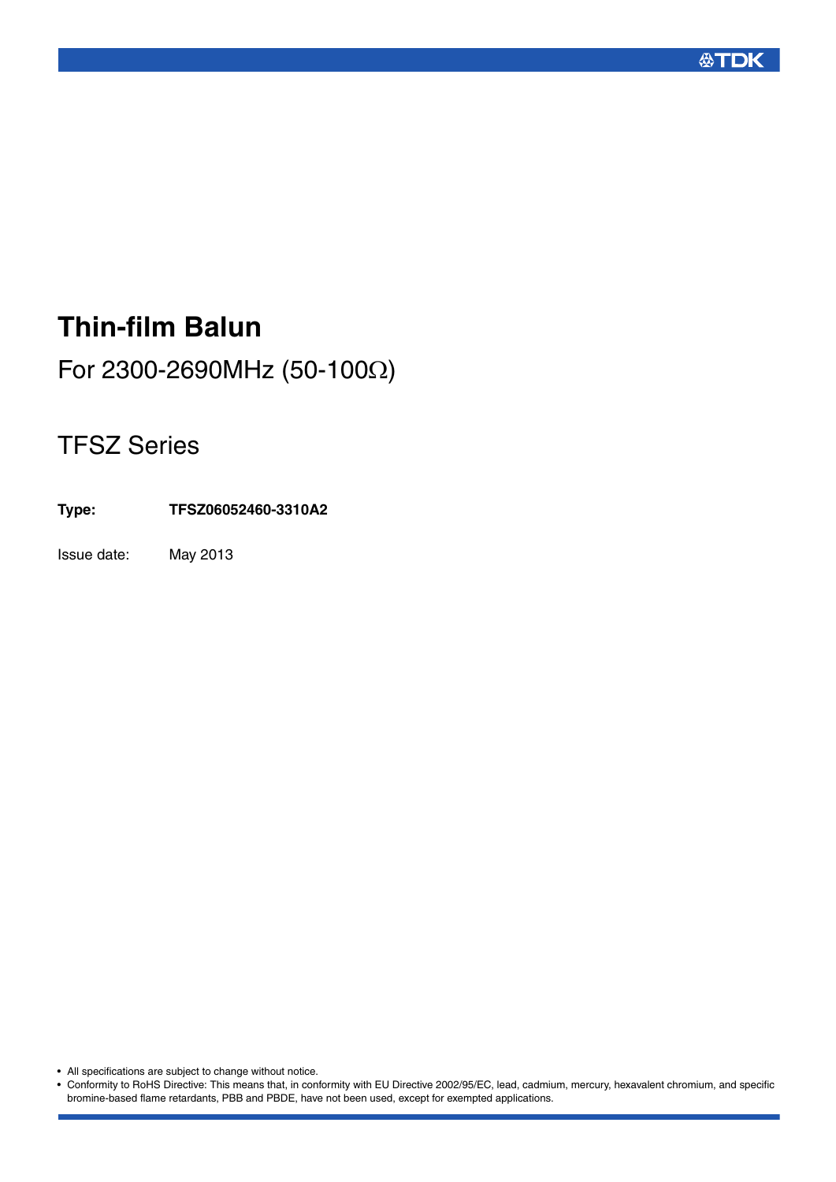# Thin-film Balun

For 2300-2690MHz (50-100Ω)

## TFSZ Series

**Type:** **TFSZ06052460-3310A2**

Issue date: May 2013

- All specifications are subject to change without notice.
- Conformity to RoHS Directive: This means that, in conformity with EU Directive 2002/95/EC, lead, cadmium, mercury, hexavalent chromium, and specific bromine-based flame retardants, PBB and PBDE, have not been used, except for exempted applications.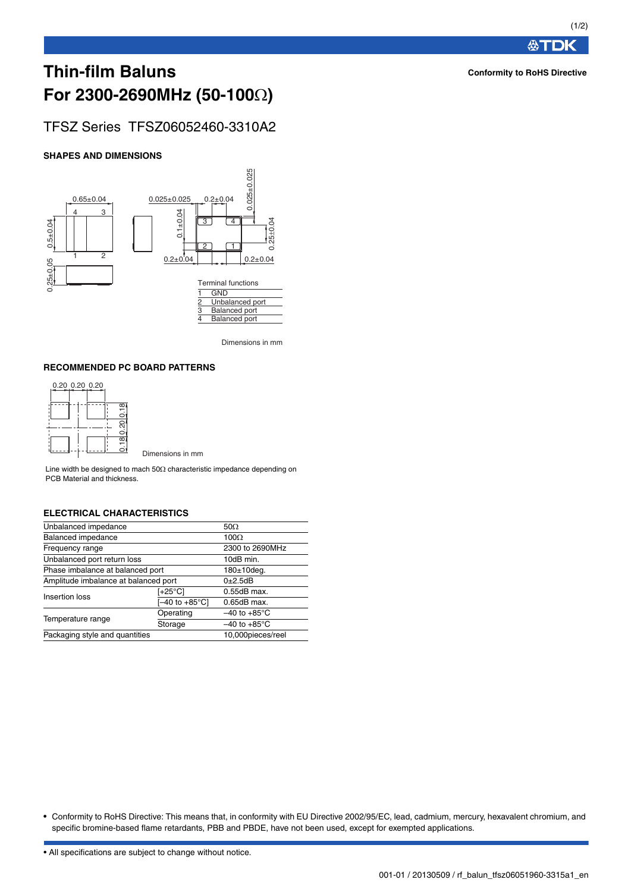# Thin-film Baluns

# For 2300-2690MHz (50-100Ω)

**Conformity to RoHS Directive**

## TFSZ Series TFSZ06052460-3310A2

### SHAPES AND DIMENSIONS

0.65±0.04
0.5±0.04
0.25±0.05
0.025±0.025
0.2±0.04
0.1±0.04
0.025±0.025
0.25±0.04
0.2±0.04
0.2±0.04

Terminal functions

| | |
|---|---|
| 1 | GND |
| 2 | Unbalanced port |
| 3 | Balanced port |
| 4 | Balanced port |

Dimensions in mm

### RECOMMENDED PC BOARD PATTERNS

0.20 0.20 0.20
0.18 0.20 0.18

Dimensions in mm

Line width be designed to mach 50Ω characteristic impedance depending on PCB Material and thickness.

### ELECTRICAL CHARACTERISTICS

| | | |
|---|---|---|
| Unbalanced impedance | | 50Ω |
| Balanced impedance | | 100Ω |
| Frequency range | | 2300 to 2690MHz |
| Unbalanced port return loss | | 10dB min. |
| Phase imbalance at balanced port | | 180±10deg. |
| Amplitude imbalance at balanced port | | 0±2.5dB |
| Insertion loss | [+25°C] | 0.55dB max. |
| | [–40 to +85°C] | 0.65dB max. |
| Temperature range | Operating | –40 to +85°C |
| | Storage | –40 to +85°C |
| Packaging style and quantities | | 10,000pieces/reel |

- Conformity to RoHS Directive: This means that, in conformity with EU Directive 2002/95/EC, lead, cadmium, mercury, hexavalent chromium, and specific bromine-based flame retardants, PBB and PBDE, have not been used, except for exempted applications.

- All specifications are subject to change without notice.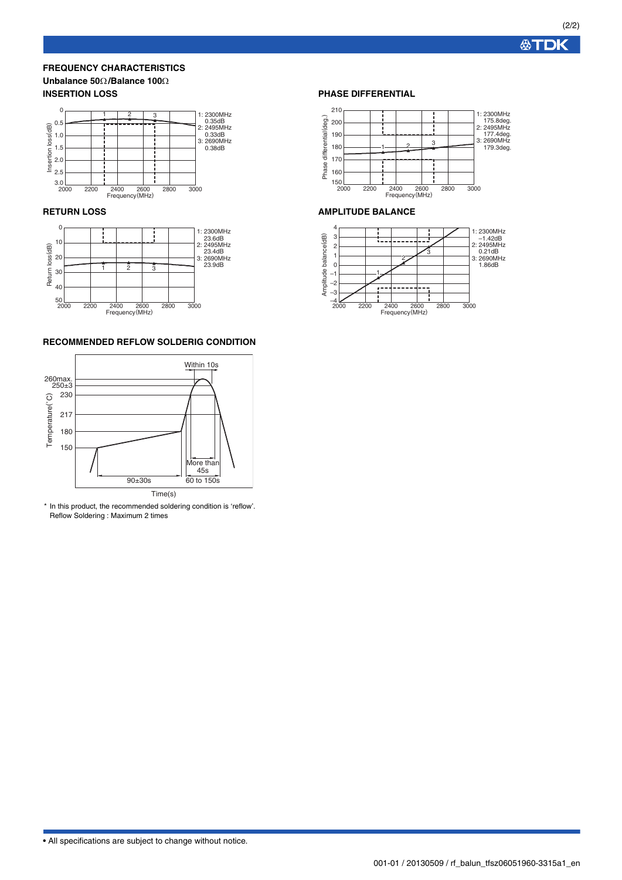## FREQUENCY CHARACTERISTICS

### Unbalance 50Ω/Balance 100Ω

### INSERTION LOSS

Insertion loss(dB)
0
0.5
1.0
1.5
2.0
2.5
3.0
2000 2200 2400 2600 2800 3000
Frequency(MHz)

1: 2300MHz 0.35dB
2: 2495MHz 0.33dB
3: 2690MHz 0.38dB

### PHASE DIFFERENTIAL

Phase differential(deg.)
210
200
190
180
170
160
150
2000 2200 2400 2600 2800 3000
Frequency(MHz)

1: 2300MHz 175.8deg.
2: 2495MHz 177.4deg.
3: 2690MHz 179.3deg.

### RETURN LOSS

Return loss(dB)
0
10
20
30
40
50
2000 2200 2400 2600 2800 3000
Frequency(MHz)

1: 2300MHz 23.6dB
2: 2495MHz 23.4dB
3: 2690MHz 23.9dB

### AMPLITUDE BALANCE

Amplitude balance(dB)
4
3
2
1
0
−1
−2
−3
−4
2000 2200 2400 2600 2800 3000
Frequency(MHz)

1: 2300MHz −1.42dB
2: 2495MHz 0.21dB
3: 2690MHz 1.86dB

## RECOMMENDED REFLOW SOLDERIG CONDITION

Temperature(˚C)
260max.
250±3
230
217
180
150
Within 10s
More than 45s
90±30s
60 to 150s
Time(s)

\* In this product, the recommended soldering condition is 'reflow'.
Reflow Soldering : Maximum 2 times

• All specifications are subject to change without notice.